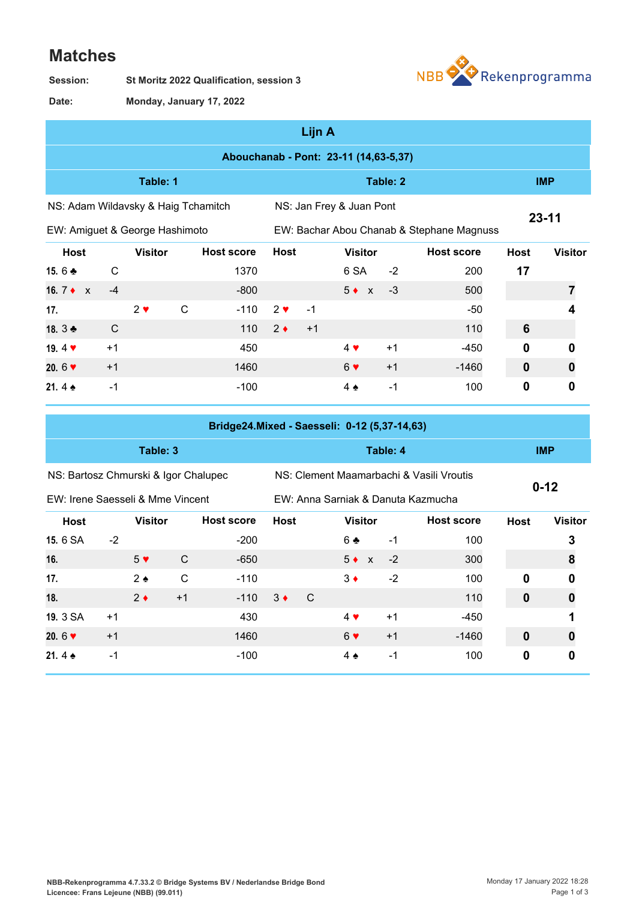# Matches

**Session:** St Moritz 2022 Qualification, session 3

**Date:** Monday, January 17, 2022

## Lijn A

### Abouchanab - Pont: 23-11 (14,63-5,37)

| Table: 1 | | | | Table: 2 | | | | IMP | |
|---|---|---|---|---|---|---|---|---|---|
| NS: Adam Wildavsky & Haig Tchamitch | | | | NS: Jan Frey & Juan Pont | | | | 23-11 | |
| EW: Amiguet & George Hashimoto | | | | EW: Bachar Abou Chanab & Stephane Magnuss | | | | | |
| Host | | Visitor | Host score | Host | | Visitor | Host score | Host | Visitor |
| 15. 6 ♣ | C | | 1370 | | | 6 SA -2 | 200 | 17 | |
| 16. 7 ♦ x | -4 | | -800 | | | 5 ♦ x -3 | 500 | | 7 |
| 17. | | 2 ♥ C | -110 | 2 ♥ | -1 | | -50 | | 4 |
| 18. 3 ♣ | C | | 110 | 2 ♦ | +1 | | 110 | 6 | |
| 19. 4 ♥ | +1 | | 450 | | | 4 ♥ +1 | -450 | 0 | 0 |
| 20. 6 ♥ | +1 | | 1460 | | | 6 ♥ +1 | -1460 | 0 | 0 |
| 21. 4 ♠ | -1 | | -100 | | | 4 ♠ -1 | 100 | 0 | 0 |

### Bridge24.Mixed - Saesseli: 0-12 (5,37-14,63)

| Table: 3 | | | | Table: 4 | | | | IMP | |
|---|---|---|---|---|---|---|---|---|---|
| NS: Bartosz Chmurski & Igor Chalupec | | | | NS: Clement Maamarbachi & Vasili Vroutis | | | | 0-12 | |
| EW: Irene Saesseli & Mme Vincent | | | | EW: Anna Sarniak & Danuta Kazmucha | | | | | |
| Host | | Visitor | Host score | Host | | Visitor | Host score | Host | Visitor |
| 15. 6 SA | -2 | | -200 | | | 6 ♣ -1 | 100 | | 3 |
| 16. | | 5 ♥ C | -650 | | | 5 ♦ x -2 | 300 | | 8 |
| 17. | | 2 ♠ C | -110 | | | 3 ♦ -2 | 100 | 0 | 0 |
| 18. | | 2 ♦ +1 | -110 | 3 ♦ | C | | 110 | 0 | 0 |
| 19. 3 SA | +1 | | 430 | | | 4 ♥ +1 | -450 | | 1 |
| 20. 6 ♥ | +1 | | 1460 | | | 6 ♥ +1 | -1460 | 0 | 0 |
| 21. 4 ♠ | -1 | | -100 | | | 4 ♠ -1 | 100 | 0 | 0 |

NBB-Rekenprogramma 4.7.33.2 © Bridge Systems BV / Nederlandse Bridge Bond
Licencee: Frans Lejeune (NBB) (99.011)

Monday 17 January 2022 18:28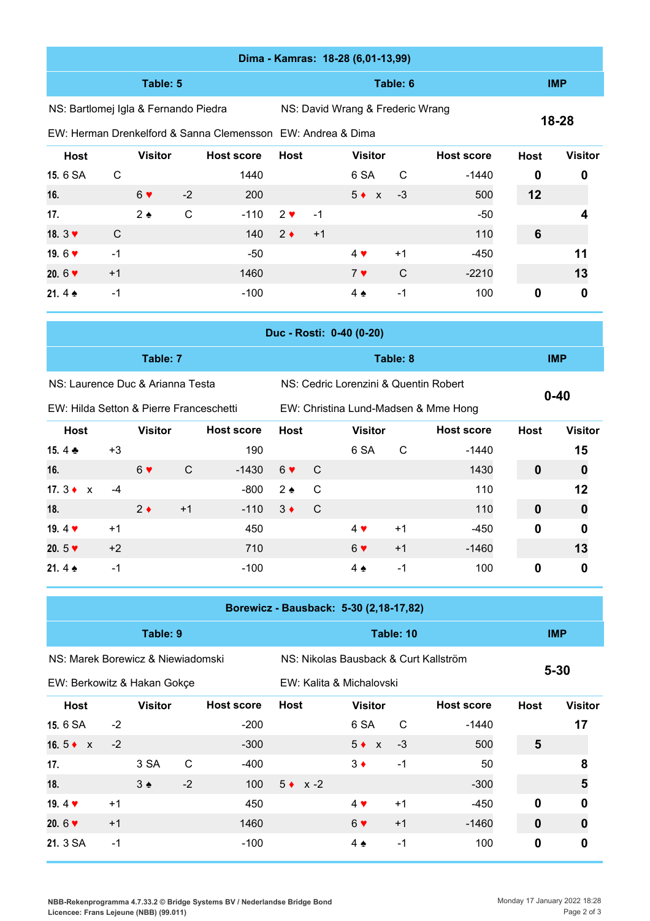## Dima - Kamras: 18-28 (6,01-13,99)

| Table: 5 | Table: 6 | IMP |
|---|---|---|
| NS: Bartlomej Igla & Fernando Piedra | NS: David Wrang & Frederic Wrang | 18-28 |
| EW: Herman Drenkelford & Sanna Clemensson | EW: Andrea & Dima | |

| Board | Host | | Visitor | | Host score | Host | | Visitor | | Host score | Host | Visitor |
|---|---|---|---|---|---|---|---|---|---|---|---|---|
| 15. | 6 SA | C | | | 1440 | | | 6 SA | C | -1440 | 0 | 0 |
| 16. | | | 6 ♥ | -2 | 200 | | | 5 ♦ x | -3 | 500 | 12 | |
| 17. | | | 2 ♠ | C | -110 | 2 ♥ | -1 | | | -50 | | 4 |
| 18. | 3 ♥ | C | | | 140 | 2 ♦ | +1 | | | 110 | 6 | |
| 19. | 6 ♥ | -1 | | | -50 | | | 4 ♥ | +1 | -450 | | 11 |
| 20. | 6 ♥ | +1 | | | 1460 | | | 7 ♥ | C | -2210 | | 13 |
| 21. | 4 ♠ | -1 | | | -100 | | | 4 ♠ | -1 | 100 | 0 | 0 |

## Duc - Rosti: 0-40 (0-20)

| Table: 7 | Table: 8 | IMP |
|---|---|---|
| NS: Laurence Duc & Arianna Testa | NS: Cedric Lorenzini & Quentin Robert | 0-40 |
| EW: Hilda Setton & Pierre Franceschetti | EW: Christina Lund-Madsen & Mme Hong | |

| Board | Host | | Visitor | | Host score | Host | | Visitor | | Host score | Host | Visitor |
|---|---|---|---|---|---|---|---|---|---|---|---|---|
| 15. | 4 ♣ | +3 | | | 190 | | | 6 SA | C | -1440 | | 15 |
| 16. | | | 6 ♥ | C | -1430 | 6 ♥ | C | | | 1430 | 0 | 0 |
| 17. | 3 ♦ x | -4 | | | -800 | 2 ♠ | C | | | 110 | | 12 |
| 18. | | | 2 ♦ | +1 | -110 | 3 ♦ | C | | | 110 | 0 | 0 |
| 19. | 4 ♥ | +1 | | | 450 | | | 4 ♥ | +1 | -450 | 0 | 0 |
| 20. | 5 ♥ | +2 | | | 710 | | | 6 ♥ | +1 | -1460 | | 13 |
| 21. | 4 ♠ | -1 | | | -100 | | | 4 ♠ | -1 | 100 | 0 | 0 |

## Borewicz - Bausback: 5-30 (2,18-17,82)

| Table: 9 | Table: 10 | IMP |
|---|---|---|
| NS: Marek Borewicz & Niewiadomski | NS: Nikolas Bausback & Curt Kallström | 5-30 |
| EW: Berkowitz & Hakan Gokçe | EW: Kalita & Michalovski | |

| Board | Host | | Visitor | | Host score | Host | | Visitor | | Host score | Host | Visitor |
|---|---|---|---|---|---|---|---|---|---|---|---|---|
| 15. | 6 SA | -2 | | | -200 | | | 6 SA | C | -1440 | | 17 |
| 16. | 5 ♦ x | -2 | | | -300 | | | 5 ♦ x | -3 | 500 | 5 | |
| 17. | | | 3 SA | C | -400 | | | 3 ♦ | -1 | 50 | | 8 |
| 18. | | | 3 ♠ | -2 | 100 | 5 ♦ x | -2 | | | -300 | | 5 |
| 19. | 4 ♥ | +1 | | | 450 | | | 4 ♥ | +1 | -450 | 0 | 0 |
| 20. | 6 ♥ | +1 | | | 1460 | | | 6 ♥ | +1 | -1460 | 0 | 0 |
| 21. | 3 SA | -1 | | | -100 | | | 4 ♠ | -1 | 100 | 0 | 0 |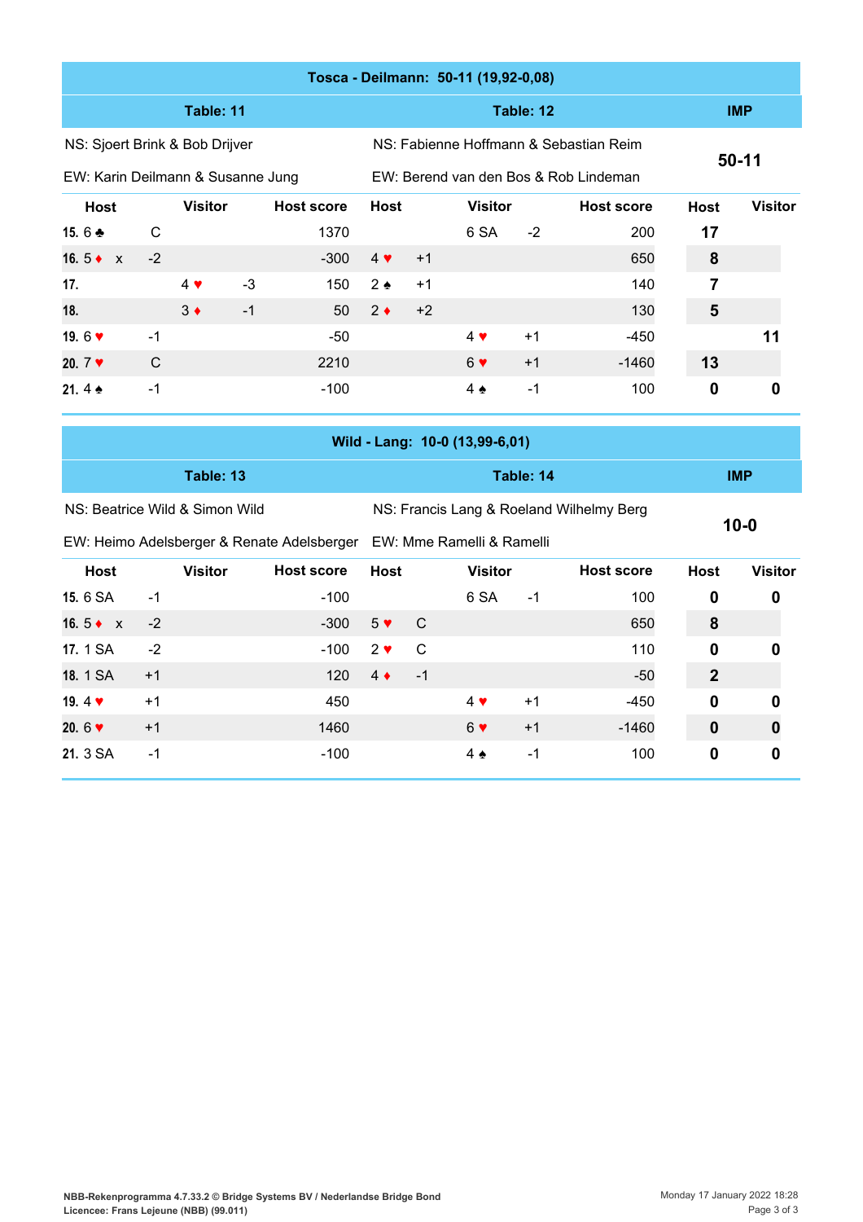| Tosca - Deilmann: 50-11 (19,92-0,08) | | | | | | | | | | | |
|---|---|---|---|---|---|---|---|---|---|---|---|
| Table: 11 | | | | | Table: 12 | | | | | IMP | |
| NS: Sjoert Brink & Bob Drijver | | | | | NS: Fabienne Hoffmann & Sebastian Reim | | | | | 50-11 | |
| EW: Karin Deilmann & Susanne Jung | | | | | EW: Berend van den Bos & Rob Lindeman | | | | | | |
| Host | | Visitor | | Host score | Host | | Visitor | | Host score | Host | Visitor |
| 15. 6 ♣ | C | | | 1370 | | | 6 SA | -2 | 200 | 17 | |
| 16. 5 ♦ x | -2 | | | -300 | 4 ♥ | +1 | | | 650 | 8 | |
| 17. | | 4 ♥ | -3 | 150 | 2 ♠ | +1 | | | 140 | 7 | |
| 18. | | 3 ♦ | -1 | 50 | 2 ♦ | +2 | | | 130 | 5 | |
| 19. 6 ♥ | -1 | | | -50 | | | 4 ♥ | +1 | -450 | | 11 |
| 20. 7 ♥ | C | | | 2210 | | | 6 ♥ | +1 | -1460 | 13 | |
| 21. 4 ♠ | -1 | | | -100 | | | 4 ♠ | -1 | 100 | 0 | 0 |

| Wild - Lang: 10-0 (13,99-6,01) | | | | | | | | | | | |
|---|---|---|---|---|---|---|---|---|---|---|---|
| Table: 13 | | | | | Table: 14 | | | | | IMP | |
| NS: Beatrice Wild & Simon Wild | | | | | NS: Francis Lang & Roeland Wilhelmy Berg | | | | | 10-0 | |
| EW: Heimo Adelsberger & Renate Adelsberger | | | | | EW: Mme Ramelli & Ramelli | | | | | | |
| Host | | Visitor | | Host score | Host | | Visitor | | Host score | Host | Visitor |
| 15. 6 SA | -1 | | | -100 | | | 6 SA | -1 | 100 | 0 | 0 |
| 16. 5 ♦ x | -2 | | | -300 | 5 ♥ | C | | | 650 | 8 | |
| 17. 1 SA | -2 | | | -100 | 2 ♥ | C | | | 110 | 0 | 0 |
| 18. 1 SA | +1 | | | 120 | 4 ♦ | -1 | | | -50 | 2 | |
| 19. 4 ♥ | +1 | | | 450 | | | 4 ♥ | +1 | -450 | 0 | 0 |
| 20. 6 ♥ | +1 | | | 1460 | | | 6 ♥ | +1 | -1460 | 0 | 0 |
| 21. 3 SA | -1 | | | -100 | | | 4 ♠ | -1 | 100 | 0 | 0 |

NBB-Rekenprogramma 4.7.33.2 © Bridge Systems BV / Nederlandse Bridge Bond
Licencee: Frans Lejeune (NBB) (99.011)

Monday 17 January 2022 18:28